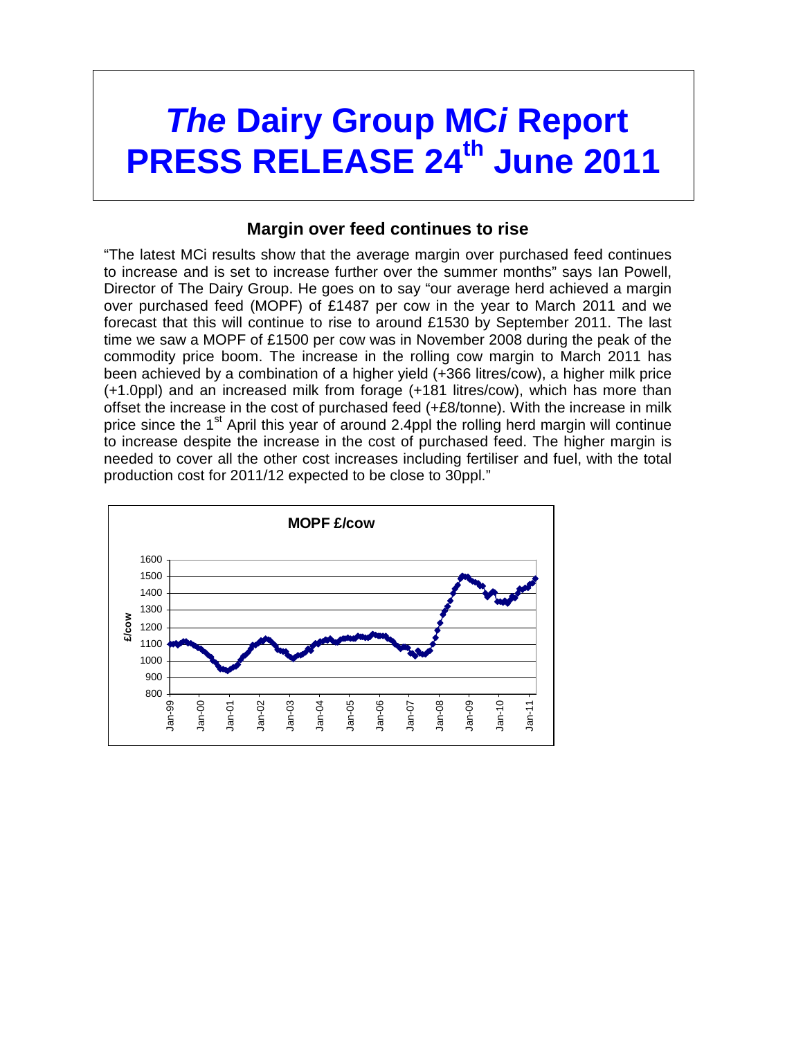# *The* Dairy Group MC*i* Report PRESS RELEASE 24th June 2011

## Margin over feed continues to rise

"The latest MCi results show that the average margin over purchased feed continues to increase and is set to increase further over the summer months" says Ian Powell, Director of The Dairy Group. He goes on to say "our average herd achieved a margin over purchased feed (MOPF) of £1487 per cow in the year to March 2011 and we forecast that this will continue to rise to around £1530 by September 2011. The last time we saw a MOPF of £1500 per cow was in November 2008 during the peak of the commodity price boom. The increase in the rolling cow margin to March 2011 has been achieved by a combination of a higher yield (+366 litres/cow), a higher milk price (+1.0ppl) and an increased milk from forage (+181 litres/cow), which has more than offset the increase in the cost of purchased feed (+£8/tonne). With the increase in milk price since the 1st April this year of around 2.4ppl the rolling herd margin will continue to increase despite the increase in the cost of purchased feed. The higher margin is needed to cover all the other cost increases including fertiliser and fuel, with the total production cost for 2011/12 expected to be close to 30ppl."

**MOPF £/cow**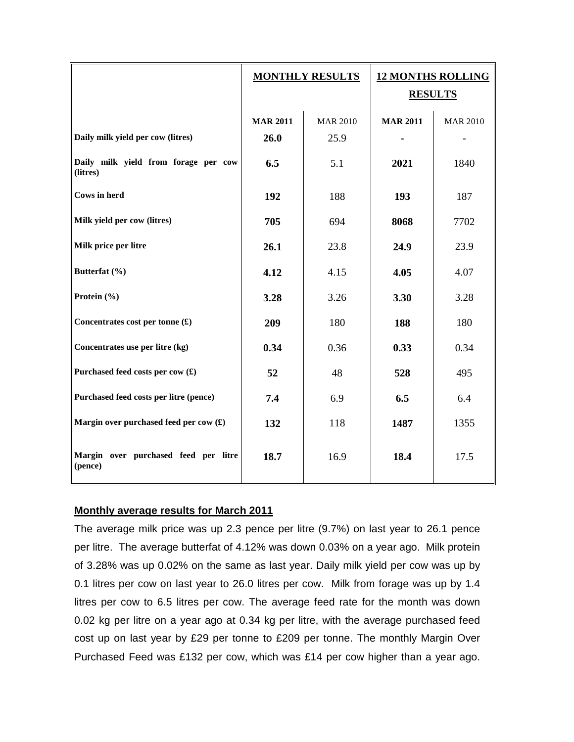| | **MONTHLY RESULTS** | | **12 MONTHS ROLLING RESULTS** | |
|---|---|---|---|---|
| | **MAR 2011** | MAR 2010 | **MAR 2011** | MAR 2010 |
| **Daily milk yield per cow (litres)** | **26.0** | 25.9 | **-** | - |
| **Daily milk yield from forage per cow (litres)** | **6.5** | 5.1 | **2021** | 1840 |
| **Cows in herd** | **192** | 188 | **193** | 187 |
| **Milk yield per cow (litres)** | **705** | 694 | **8068** | 7702 |
| **Milk price per litre** | **26.1** | 23.8 | **24.9** | 23.9 |
| **Butterfat (%)** | **4.12** | 4.15 | **4.05** | 4.07 |
| **Protein (%)** | **3.28** | 3.26 | **3.30** | 3.28 |
| **Concentrates cost per tonne (£)** | **209** | 180 | **188** | 180 |
| **Concentrates use per litre (kg)** | **0.34** | 0.36 | **0.33** | 0.34 |
| **Purchased feed costs per cow (£)** | **52** | 48 | **528** | 495 |
| **Purchased feed costs per litre (pence)** | **7.4** | 6.9 | **6.5** | 6.4 |
| **Margin over purchased feed per cow (£)** | **132** | 118 | **1487** | 1355 |
| **Margin over purchased feed per litre (pence)** | **18.7** | 16.9 | **18.4** | 17.5 |

## Monthly average results for March 2011

The average milk price was up 2.3 pence per litre (9.7%) on last year to 26.1 pence per litre. The average butterfat of 4.12% was down 0.03% on a year ago. Milk protein of 3.28% was up 0.02% on the same as last year. Daily milk yield per cow was up by 0.1 litres per cow on last year to 26.0 litres per cow. Milk from forage was up by 1.4 litres per cow to 6.5 litres per cow. The average feed rate for the month was down 0.02 kg per litre on a year ago at 0.34 kg per litre, with the average purchased feed cost up on last year by £29 per tonne to £209 per tonne. The monthly Margin Over Purchased Feed was £132 per cow, which was £14 per cow higher than a year ago.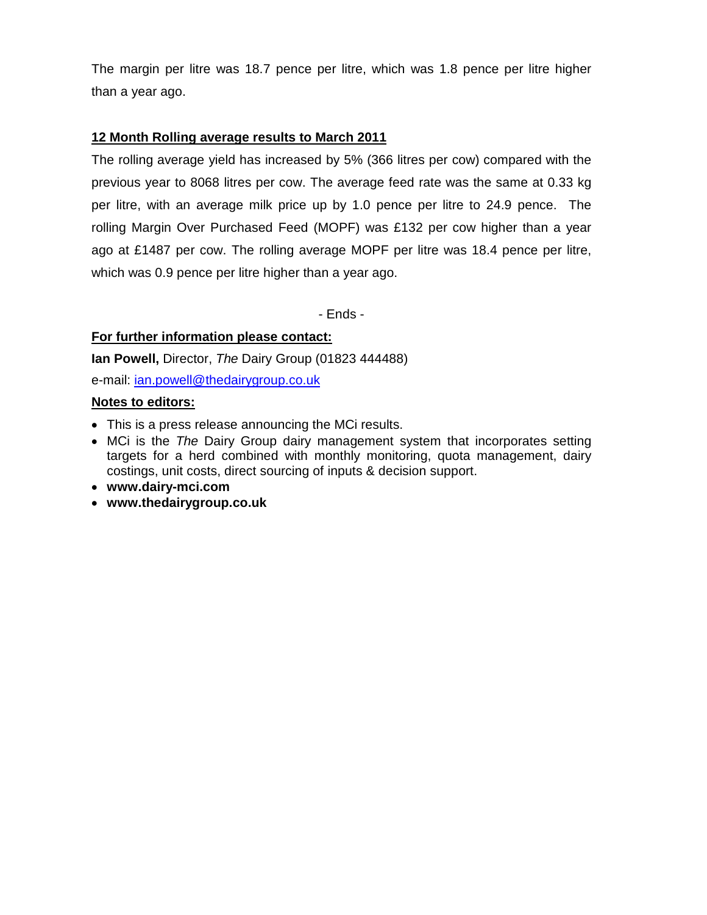The margin per litre was 18.7 pence per litre, which was 1.8 pence per litre higher than a year ago.

**12 Month Rolling average results to March 2011**

The rolling average yield has increased by 5% (366 litres per cow) compared with the previous year to 8068 litres per cow. The average feed rate was the same at 0.33 kg per litre, with an average milk price up by 1.0 pence per litre to 24.9 pence. The rolling Margin Over Purchased Feed (MOPF) was £132 per cow higher than a year ago at £1487 per cow. The rolling average MOPF per litre was 18.4 pence per litre, which was 0.9 pence per litre higher than a year ago.

- Ends -

**For further information please contact:**

**Ian Powell,** Director, *The* Dairy Group (01823 444488)

e-mail: ian.powell@thedairygroup.co.uk

**Notes to editors:**

- This is a press release announcing the MCi results.
- MCi is the *The* Dairy Group dairy management system that incorporates setting targets for a herd combined with monthly monitoring, quota management, dairy costings, unit costs, direct sourcing of inputs & decision support.
- **www.dairy-mci.com**
- **www.thedairygroup.co.uk**